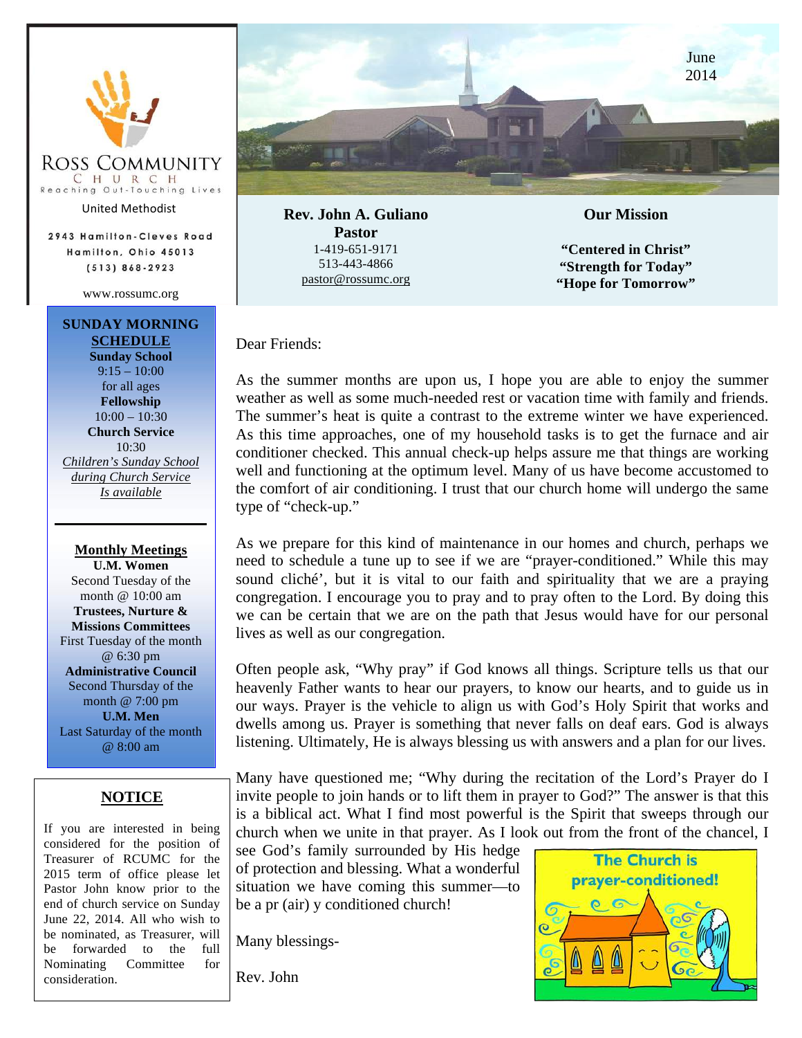# Ross Community Church

Reaching Out-Touching Lives

United Methodist

2943 Hamilton-Cleves Road
Hamilton, Ohio 45013
(513) 868-2923

www.rossumc.org

June 2014

**Rev. John A. Guliano**
**Pastor**
1-419-651-9171
513-443-4866
pastor@rossumc.org

**Our Mission**

**"Centered in Christ"**
**"Strength for Today"**
**"Hope for Tomorrow"**

## SUNDAY MORNING SCHEDULE

**Sunday School**
9:15 – 10:00
for all ages

**Fellowship**
10:00 – 10:30

**Church Service**
10:30

*Children's Sunday School during Church Service Is available*

---

## Monthly Meetings

**U.M. Women**
Second Tuesday of the month @ 10:00 am

**Trustees, Nurture & Missions Committees**
First Tuesday of the month @ 6:30 pm

**Administrative Council**
Second Thursday of the month @ 7:00 pm

**U.M. Men**
Last Saturday of the month @ 8:00 am

## NOTICE

If you are interested in being considered for the position of Treasurer of RCUMC for the 2015 term of office please let Pastor John know prior to the end of church service on Sunday June 22, 2014. All who wish to be nominated, as Treasurer, will be forwarded to the full Nominating Committee for consideration.

Dear Friends:

As the summer months are upon us, I hope you are able to enjoy the summer weather as well as some much-needed rest or vacation time with family and friends. The summer's heat is quite a contrast to the extreme winter we have experienced. As this time approaches, one of my household tasks is to get the furnace and air conditioner checked. This annual check-up helps assure me that things are working well and functioning at the optimum level. Many of us have become accustomed to the comfort of air conditioning. I trust that our church home will undergo the same type of "check-up."

As we prepare for this kind of maintenance in our homes and church, perhaps we need to schedule a tune up to see if we are "prayer-conditioned." While this may sound cliché', but it is vital to our faith and spirituality that we are a praying congregation. I encourage you to pray and to pray often to the Lord. By doing this we can be certain that we are on the path that Jesus would have for our personal lives as well as our congregation.

Often people ask, "Why pray" if God knows all things. Scripture tells us that our heavenly Father wants to hear our prayers, to know our hearts, and to guide us in our ways. Prayer is the vehicle to align us with God's Holy Spirit that works and dwells among us. Prayer is something that never falls on deaf ears. God is always listening. Ultimately, He is always blessing us with answers and a plan for our lives.

Many have questioned me; "Why during the recitation of the Lord's Prayer do I invite people to join hands or to lift them in prayer to God?" The answer is that this is a biblical act. What I find most powerful is the Spirit that sweeps through our church when we unite in that prayer. As I look out from the front of the chancel, I see God's family surrounded by His hedge of protection and blessing. What a wonderful situation we have coming this summer—to be a pr (air) y conditioned church!

Many blessings-

Rev. John

The Church is prayer-conditioned!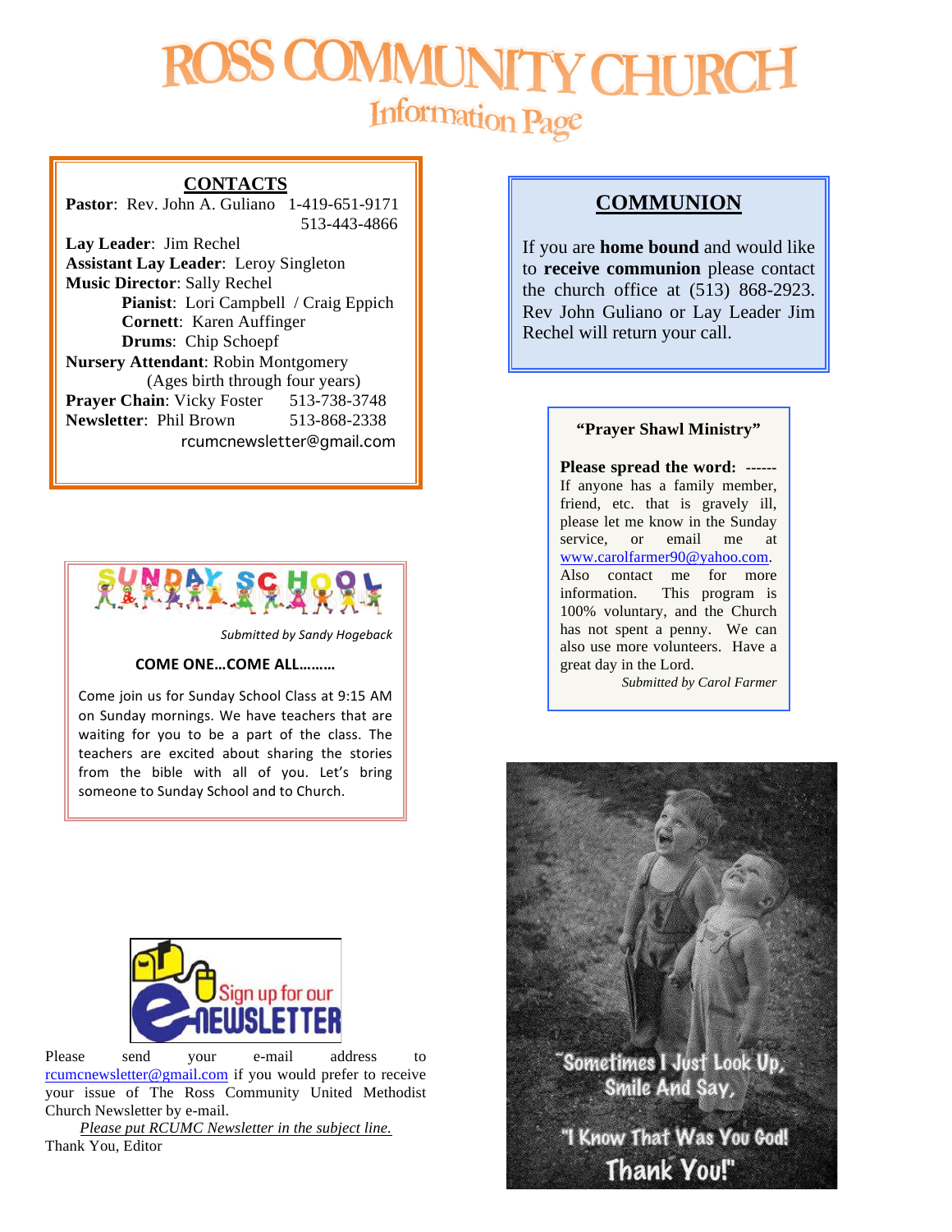# ROSS COMMUNITY CHURCH

## Information Page

**CONTACTS**

**Pastor**: Rev. John A. Guliano 1-419-651-9171
513-443-4866

**Lay Leader**: Jim Rechel

**Assistant Lay Leader**: Leroy Singleton

**Music Director**: Sally Rechel

**Pianist**: Lori Campbell / Craig Eppich

**Cornett**: Karen Auffinger

**Drums**: Chip Schoepf

**Nursery Attendant**: Robin Montgomery
(Ages birth through four years)

**Prayer Chain**: Vicky Foster 513-738-3748

**Newsletter**: Phil Brown 513-868-2338
rcumcnewsletter@gmail.com

## SUNDAY SCHOOL

*Submitted by Sandy Hogeback*

**COME ONE…COME ALL………**

Come join us for Sunday School Class at 9:15 AM on Sunday mornings. We have teachers that are waiting for you to be a part of the class. The teachers are excited about sharing the stories from the bible with all of you. Let's bring someone to Sunday School and to Church.

Sign up for our e-NEWSLETTER

Please send your e-mail address to rcumcnewsletter@gmail.com if you would prefer to receive your issue of The Ross Community United Methodist Church Newsletter by e-mail.

*Please put RCUMC Newsletter in the subject line.*

Thank You, Editor

## COMMUNION

If you are **home bound** and would like to **receive communion** please contact the church office at (513) 868-2923. Rev John Guliano or Lay Leader Jim Rechel will return your call.

**"Prayer Shawl Ministry"**

**Please spread the word:** ------ If anyone has a family member, friend, etc. that is gravely ill, please let me know in the Sunday service, or email me at www.carolfarmer90@yahoo.com. Also contact me for more information. This program is 100% voluntary, and the Church has not spent a penny. We can also use more volunteers. Have a great day in the Lord.

*Submitted by Carol Farmer*

"Sometimes I Just Look Up, Smile And Say, "I Know That Was You God! Thank You!"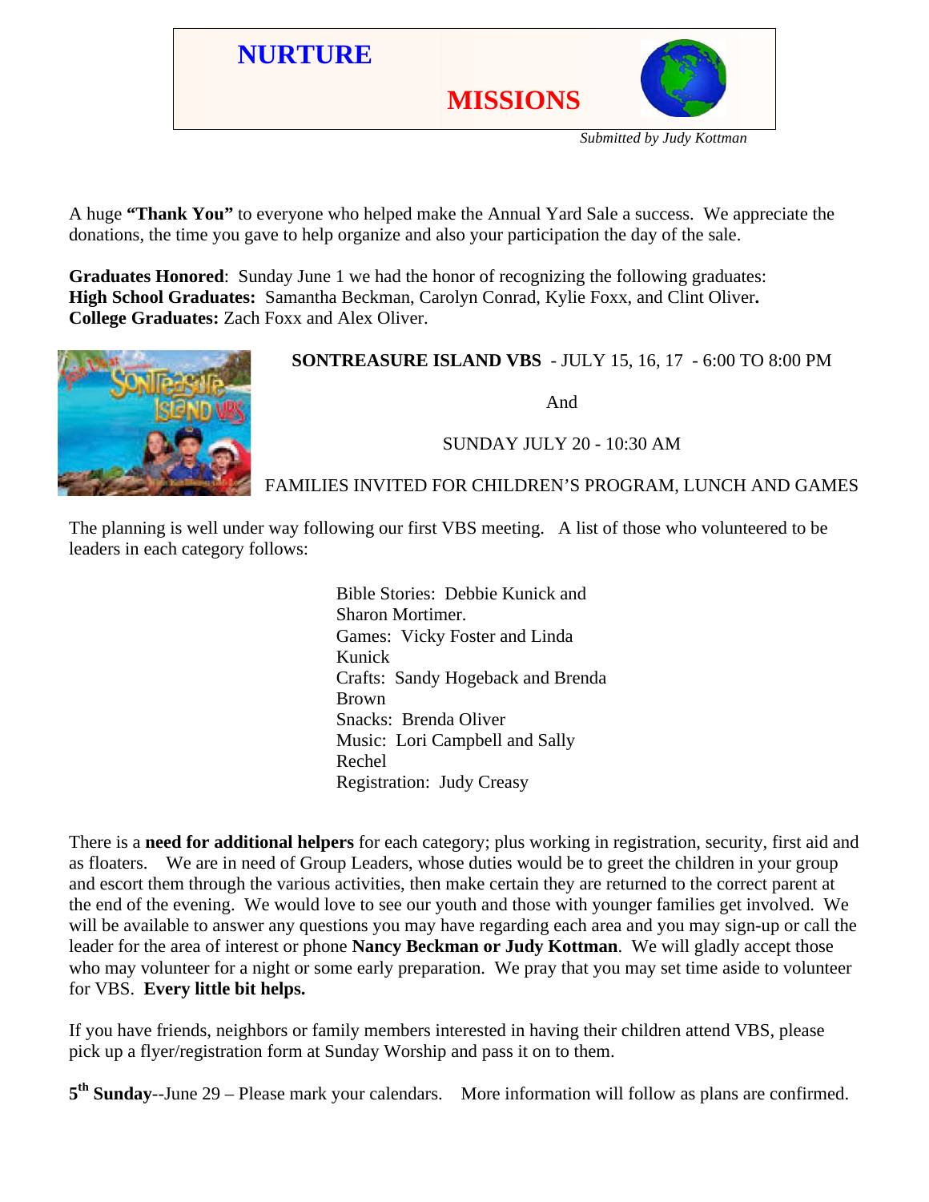# NURTURE

# MISSIONS

*Submitted by Judy Kottman*

A huge **"Thank You"** to everyone who helped make the Annual Yard Sale a success. We appreciate the donations, the time you gave to help organize and also your participation the day of the sale.

**Graduates Honored**: Sunday June 1 we had the honor of recognizing the following graduates:
**High School Graduates:** Samantha Beckman, Carolyn Conrad, Kylie Foxx, and Clint Oliver**.**
**College Graduates:** Zach Foxx and Alex Oliver.

**SONTREASURE ISLAND VBS** - JULY 15, 16, 17 - 6:00 TO 8:00 PM

And

SUNDAY JULY 20 - 10:30 AM

FAMILIES INVITED FOR CHILDREN'S PROGRAM, LUNCH AND GAMES

The planning is well under way following our first VBS meeting. A list of those who volunteered to be leaders in each category follows:

Bible Stories: Debbie Kunick and Sharon Mortimer.
Games: Vicky Foster and Linda Kunick
Crafts: Sandy Hogeback and Brenda Brown
Snacks: Brenda Oliver
Music: Lori Campbell and Sally Rechel
Registration: Judy Creasy

There is a **need for additional helpers** for each category; plus working in registration, security, first aid and as floaters. We are in need of Group Leaders, whose duties would be to greet the children in your group and escort them through the various activities, then make certain they are returned to the correct parent at the end of the evening. We would love to see our youth and those with younger families get involved. We will be available to answer any questions you may have regarding each area and you may sign-up or call the leader for the area of interest or phone **Nancy Beckman or Judy Kottman**. We will gladly accept those who may volunteer for a night or some early preparation. We pray that you may set time aside to volunteer for VBS. **Every little bit helps.**

If you have friends, neighbors or family members interested in having their children attend VBS, please pick up a flyer/registration form at Sunday Worship and pass it on to them.

**5th Sunday**--June 29 – Please mark your calendars. More information will follow as plans are confirmed.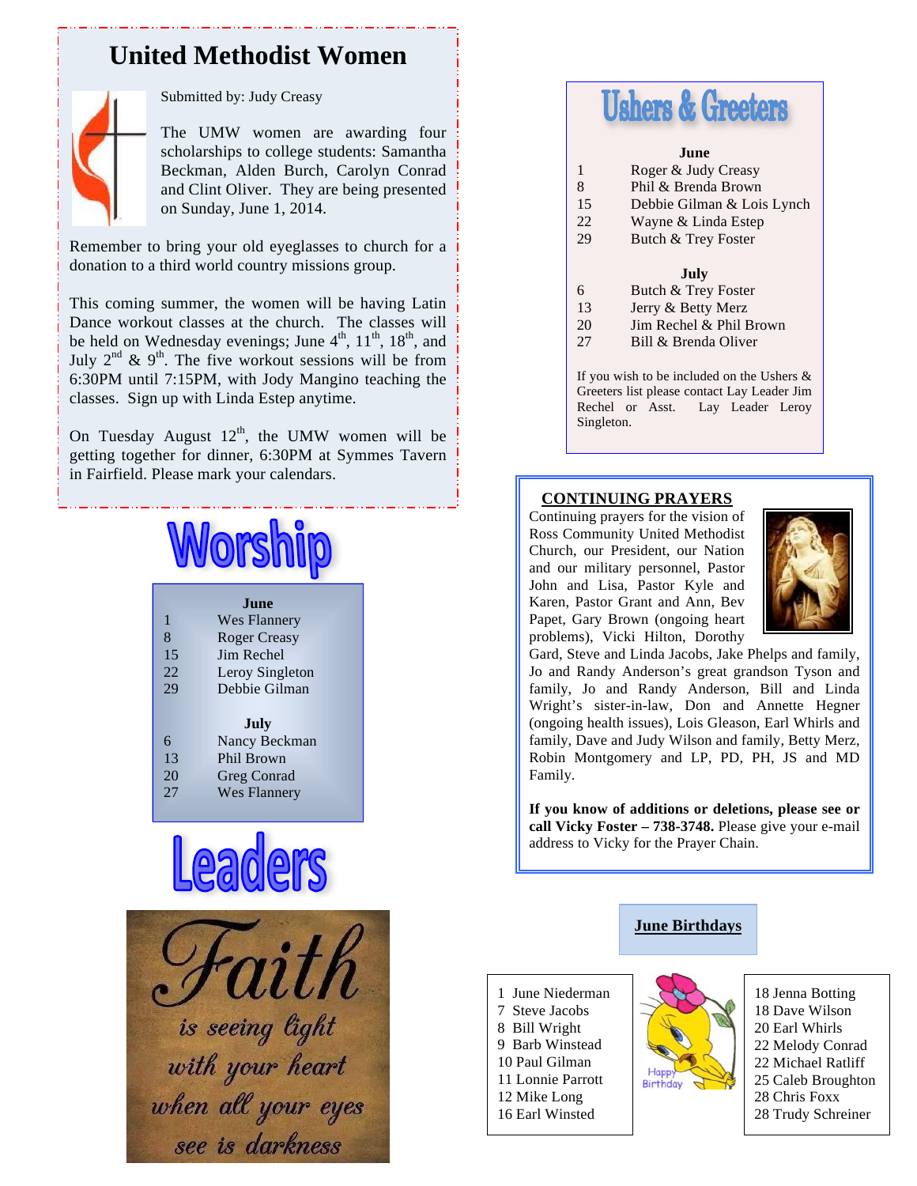# United Methodist Women

Submitted by: Judy Creasy

The UMW women are awarding four scholarships to college students: Samantha Beckman, Alden Burch, Carolyn Conrad and Clint Oliver. They are being presented on Sunday, June 1, 2014.

Remember to bring your old eyeglasses to church for a donation to a third world country missions group.

This coming summer, the women will be having Latin Dance workout classes at the church. The classes will be held on Wednesday evenings; June 4th, 11th, 18th, and July 2nd & 9th. The five workout sessions will be from 6:30PM until 7:15PM, with Jody Mangino teaching the classes. Sign up with Linda Estep anytime.

On Tuesday August 12th, the UMW women will be getting together for dinner, 6:30PM at Symmes Tavern in Fairfield. Please mark your calendars.

# Worship Leaders

**June**

| | |
|---|---|
| 1 | Wes Flannery |
| 8 | Roger Creasy |
| 15 | Jim Rechel |
| 22 | Leroy Singleton |
| 29 | Debbie Gilman |

**July**

| | |
|---|---|
| 6 | Nancy Beckman |
| 13 | Phil Brown |
| 20 | Greg Conrad |
| 27 | Wes Flannery |

Faith is seeing light with your heart when all your eyes see is darkness

# Ushers & Greeters

**June**

| | |
|---|---|
| 1 | Roger & Judy Creasy |
| 8 | Phil & Brenda Brown |
| 15 | Debbie Gilman & Lois Lynch |
| 22 | Wayne & Linda Estep |
| 29 | Butch & Trey Foster |

**July**

| | |
|---|---|
| 6 | Butch & Trey Foster |
| 13 | Jerry & Betty Merz |
| 20 | Jim Rechel & Phil Brown |
| 27 | Bill & Brenda Oliver |

If you wish to be included on the Ushers & Greeters list please contact Lay Leader Jim Rechel or Asst. Lay Leader Leroy Singleton.

## CONTINUING PRAYERS

Continuing prayers for the vision of Ross Community United Methodist Church, our President, our Nation and our military personnel, Pastor John and Lisa, Pastor Kyle and Karen, Pastor Grant and Ann, Bev Papet, Gary Brown (ongoing heart problems), Vicki Hilton, Dorothy Gard, Steve and Linda Jacobs, Jake Phelps and family, Jo and Randy Anderson's great grandson Tyson and family, Jo and Randy Anderson, Bill and Linda Wright's sister-in-law, Don and Annette Hegner (ongoing health issues), Lois Gleason, Earl Whirls and family, Dave and Judy Wilson and family, Betty Merz, Robin Montgomery and LP, PD, PH, JS and MD Family.

**If you know of additions or deletions, please see or call Vicky Foster – 738-3748.** Please give your e-mail address to Vicky for the Prayer Chain.

## June Birthdays

1 June Niederman
7 Steve Jacobs
8 Bill Wright
9 Barb Winstead
10 Paul Gilman
11 Lonnie Parrott
12 Mike Long
16 Earl Winsted
18 Jenna Botting
18 Dave Wilson
20 Earl Whirls
22 Melody Conrad
22 Michael Ratliff
25 Caleb Broughton
28 Chris Foxx
28 Trudy Schreiner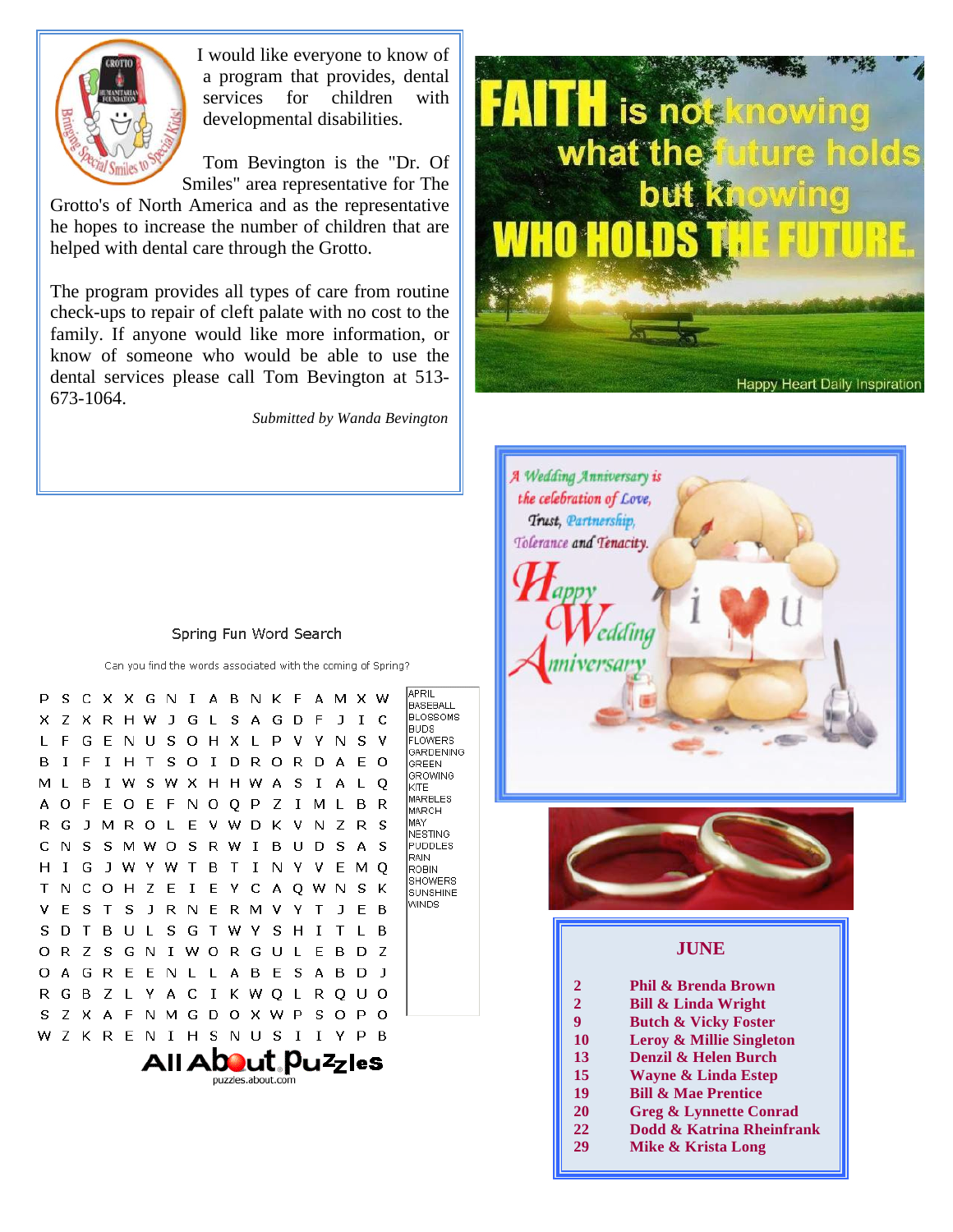I would like everyone to know of a program that provides, dental services for children with developmental disabilities.

Tom Bevington is the "Dr. Of Smiles" area representative for The Grotto's of North America and as the representative he hopes to increase the number of children that are helped with dental care through the Grotto.

The program provides all types of care from routine check-ups to repair of cleft palate with no cost to the family. If anyone would like more information, or know of someone who would be able to use the dental services please call Tom Bevington at 513-673-1064.

*Submitted by Wanda Bevington*

**FAITH** is not knowing what the future holds but knowing **WHO HOLDS THE FUTURE.**

Happy Heart Daily Inspiration

*A Wedding Anniversary is the celebration of Love, Trust, Partnership, Tolerance and Tenacity.*

*Happy Wedding Anniversary*

## Spring Fun Word Search

Can you find the words associated with the coming of Spring?

```
P S C X X G N I A B N K F A M X W
X Z X R H W J G L S A G D F J I C
L F G E N U S O H X L P V Y N S V
B I F I H T S O I D R O R D A E O
M L B I W S W X H H W A S I A L Q
A O F E O E F N O Q P Z I M L B R
R G J M R O L E V W D K V N Z R S
C N S S M W O S R W I B U D S A S
H I G J W Y W T B T I N Y V E M Q
T N C O H Z E I E Y C A Q W N S K
V E S T S J R N E R M V Y T J E B
S D T B U L S G T W Y S H I T L B
O R Z S G N I W O R G U L E B D Z
O A G R E E N L L A B E S A B D J
R G B Z L Y A C I K W Q L R Q U O
S Z X A F N M G D O X W P S O P O
W Z K R E N I H S N U S I I Y P B
```

APRIL
BASEBALL
BLOSSOMS
BUDS
FLOWERS
GARDENING
GREEN
GROWING
KITE
MARBLES
MARCH
MAY
NESTING
PUDDLES
RAIN
ROBIN
SHOWERS
SUNSHINE
WINDS

All About Puzzles
puzzles.about.com

## JUNE

| | |
|---|---|
| **2** | **Phil & Brenda Brown** |
| **2** | **Bill & Linda Wright** |
| **9** | **Butch & Vicky Foster** |
| **10** | **Leroy & Millie Singleton** |
| **13** | **Denzil & Helen Burch** |
| **15** | **Wayne & Linda Estep** |
| **19** | **Bill & Mae Prentice** |
| **20** | **Greg & Lynnette Conrad** |
| **22** | **Dodd & Katrina Rheinfrank** |
| **29** | **Mike & Krista Long** |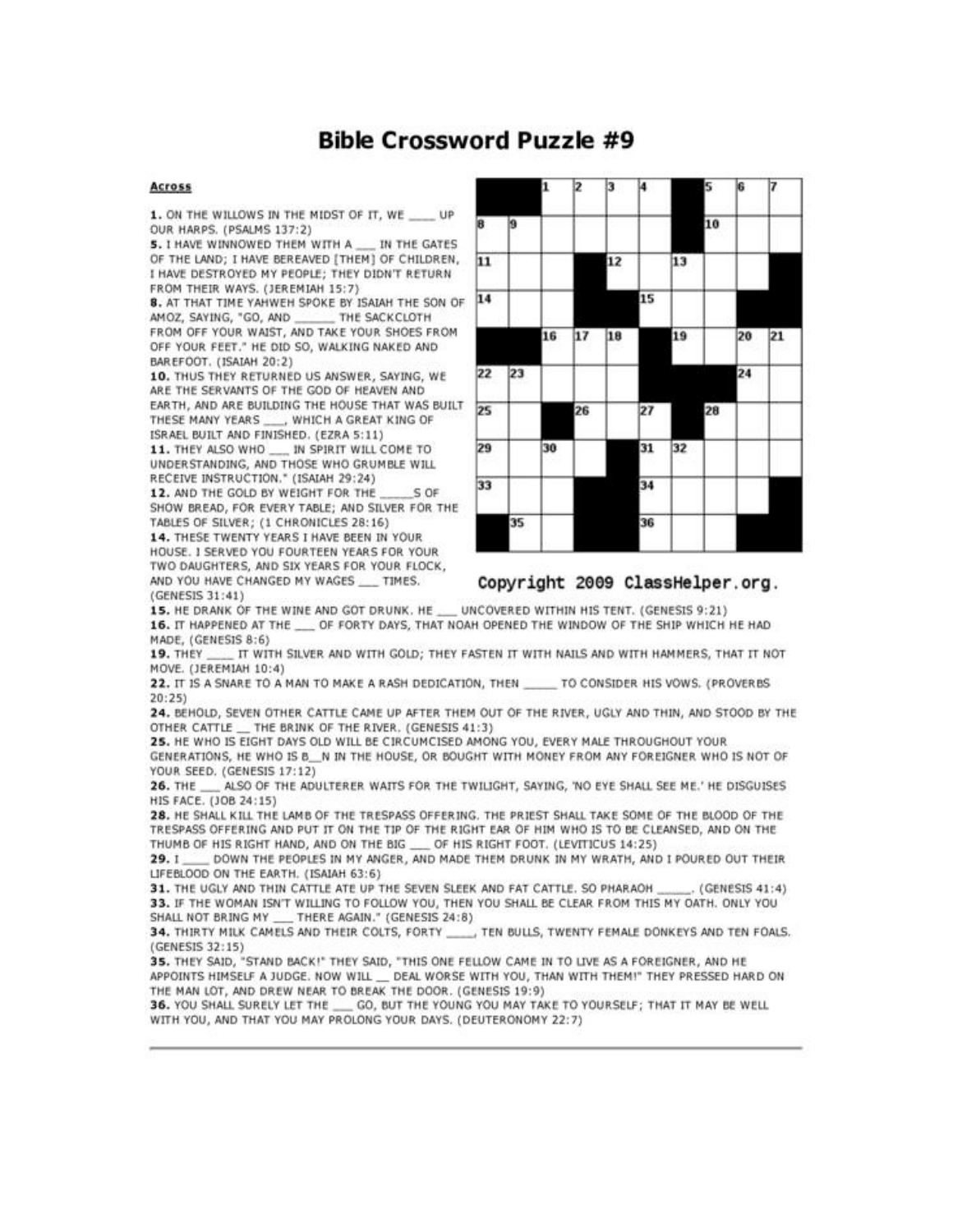# Bible Crossword Puzzle #9

**Across**

**1.** ON THE WILLOWS IN THE MIDST OF IT, WE ____ UP OUR HARPS. (PSALMS 137:2)

**5.** I HAVE WINNOWED THEM WITH A ___ IN THE GATES OF THE LAND; I HAVE BEREAVED [THEM] OF CHILDREN, I HAVE DESTROYED MY PEOPLE; THEY DIDN'T RETURN FROM THEIR WAYS. (JEREMIAH 15:7)

**8.** AT THAT TIME YAHWEH SPOKE BY ISAIAH THE SON OF AMOZ, SAYING, "GO, AND ______ THE SACKCLOTH FROM OFF YOUR WAIST, AND TAKE YOUR SHOES FROM OFF YOUR FEET." HE DID SO, WALKING NAKED AND BAREFOOT. (ISAIAH 20:2)

**10.** THUS THEY RETURNED US ANSWER, SAYING, WE ARE THE SERVANTS OF THE GOD OF HEAVEN AND EARTH, AND ARE BUILDING THE HOUSE THAT WAS BUILT THESE MANY YEARS ___, WHICH A GREAT KING OF ISRAEL BUILT AND FINISHED. (EZRA 5:11)

**11.** THEY ALSO WHO ___ IN SPIRIT WILL COME TO UNDERSTANDING, AND THOSE WHO GRUMBLE WILL RECEIVE INSTRUCTION." (ISAIAH 29:24)

**12.** AND THE GOLD BY WEIGHT FOR THE _____S OF SHOW BREAD, FOR EVERY TABLE; AND SILVER FOR THE TABLES OF SILVER; (1 CHRONICLES 28:16)

**14.** THESE TWENTY YEARS I HAVE BEEN IN YOUR HOUSE. I SERVED YOU FOURTEEN YEARS FOR YOUR TWO DAUGHTERS, AND SIX YEARS FOR YOUR FLOCK, AND YOU HAVE CHANGED MY WAGES ___ TIMES. (GENESIS 31:41)

**15.** HE DRANK OF THE WINE AND GOT DRUNK. HE ___ UNCOVERED WITHIN HIS TENT. (GENESIS 9:21)

**16.** IT HAPPENED AT THE ___ OF FORTY DAYS, THAT NOAH OPENED THE WINDOW OF THE SHIP WHICH HE HAD MADE, (GENESIS 8:6)

**19.** THEY ____ IT WITH SILVER AND WITH GOLD; THEY FASTEN IT WITH NAILS AND WITH HAMMERS, THAT IT NOT MOVE. (JEREMIAH 10:4)

**22.** IT IS A SNARE TO A MAN TO MAKE A RASH DEDICATION, THEN _____ TO CONSIDER HIS VOWS. (PROVERBS 20:25)

**24.** BEHOLD, SEVEN OTHER CATTLE CAME UP AFTER THEM OUT OF THE RIVER, UGLY AND THIN, AND STOOD BY THE OTHER CATTLE __ THE BRINK OF THE RIVER. (GENESIS 41:3)

**25.** HE WHO IS EIGHT DAYS OLD WILL BE CIRCUMCISED AMONG YOU, EVERY MALE THROUGHOUT YOUR GENERATIONS, HE WHO IS B__N IN THE HOUSE, OR BOUGHT WITH MONEY FROM ANY FOREIGNER WHO IS NOT OF YOUR SEED. (GENESIS 17:12)

**26.** THE ___ ALSO OF THE ADULTERER WAITS FOR THE TWILIGHT, SAYING, 'NO EYE SHALL SEE ME.' HE DISGUISES HIS FACE. (JOB 24:15)

**28.** HE SHALL KILL THE LAMB OF THE TRESPASS OFFERING. THE PRIEST SHALL TAKE SOME OF THE BLOOD OF THE TRESPASS OFFERING AND PUT IT ON THE TIP OF THE RIGHT EAR OF HIM WHO IS TO BE CLEANSED, AND ON THE THUMB OF HIS RIGHT HAND, AND ON THE BIG ___ OF HIS RIGHT FOOT. (LEVITICUS 14:25)

**29.** I ____ DOWN THE PEOPLES IN MY ANGER, AND MADE THEM DRUNK IN MY WRATH, AND I POURED OUT THEIR LIFEBLOOD ON THE EARTH. (ISAIAH 63:6)

**31.** THE UGLY AND THIN CATTLE ATE UP THE SEVEN SLEEK AND FAT CATTLE. SO PHARAOH _____. (GENESIS 41:4)

**33.** IF THE WOMAN ISN'T WILLING TO FOLLOW YOU, THEN YOU SHALL BE CLEAR FROM THIS MY OATH. ONLY YOU SHALL NOT BRING MY ___ THERE AGAIN." (GENESIS 24:8)

**34.** THIRTY MILK CAMELS AND THEIR COLTS, FORTY ____, TEN BULLS, TWENTY FEMALE DONKEYS AND TEN FOALS. (GENESIS 32:15)

**35.** THEY SAID, "STAND BACK!" THEY SAID, "THIS ONE FELLOW CAME IN TO LIVE AS A FOREIGNER, AND HE APPOINTS HIMSELF A JUDGE. NOW WILL __ DEAL WORSE WITH YOU, THAN WITH THEM!" THEY PRESSED HARD ON THE MAN LOT, AND DREW NEAR TO BREAK THE DOOR. (GENESIS 19:9)

**36.** YOU SHALL SURELY LET THE ___ GO, BUT THE YOUNG YOU MAY TAKE TO YOURSELF; THAT IT MAY BE WELL WITH YOU, AND THAT YOU MAY PROLONG YOUR DAYS. (DEUTERONOMY 22:7)

Copyright 2009 ClassHelper.org.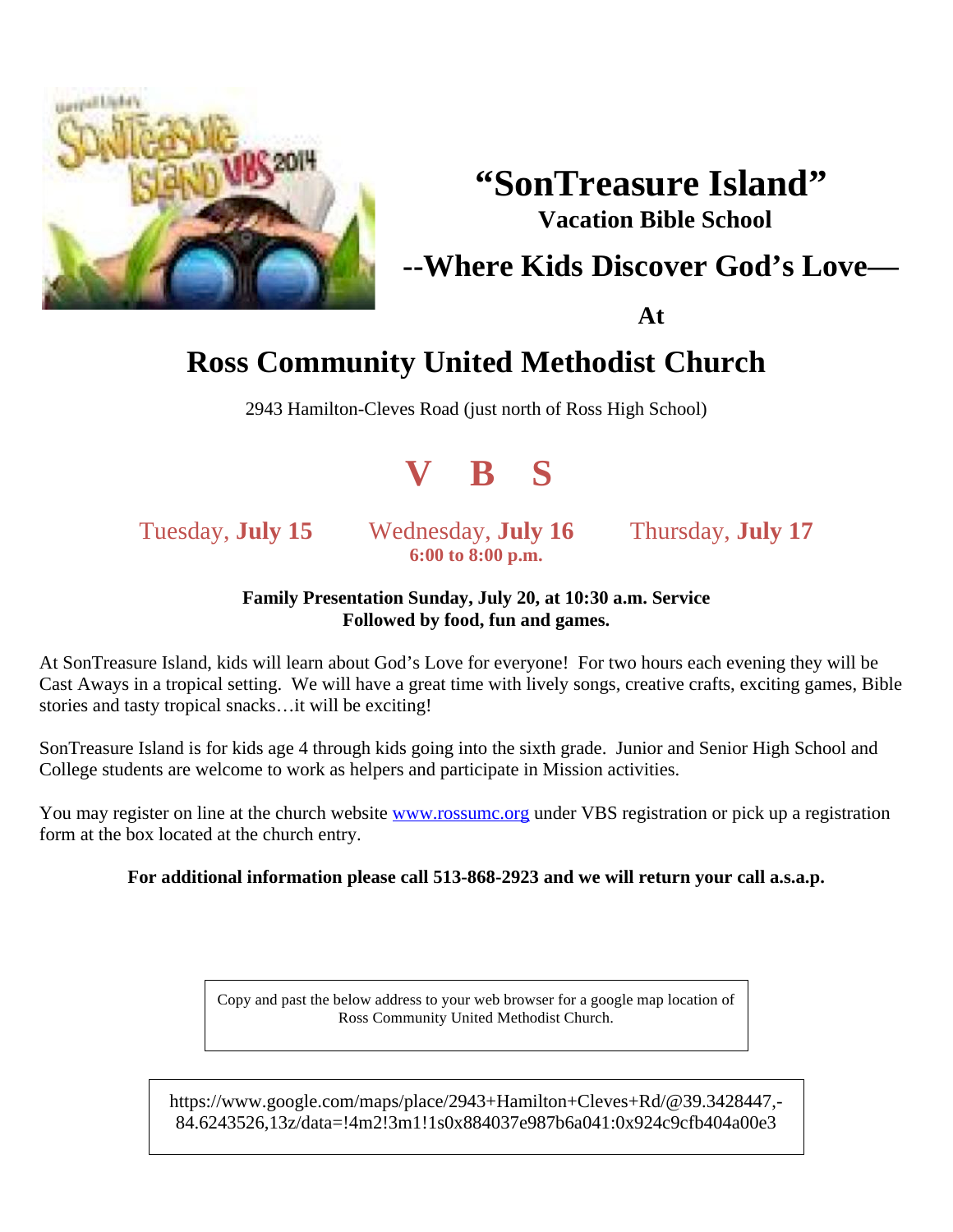# "SonTreasure Island"

## Vacation Bible School

## --Where Kids Discover God's Love—

**At**

# Ross Community United Methodist Church

2943 Hamilton-Cleves Road (just north of Ross High School)

# V B S

Tuesday, **July 15** Wednesday, **July 16** Thursday, **July 17**

**6:00 to 8:00 p.m.**

**Family Presentation Sunday, July 20, at 10:30 a.m. Service**
**Followed by food, fun and games.**

At SonTreasure Island, kids will learn about God's Love for everyone! For two hours each evening they will be Cast Aways in a tropical setting. We will have a great time with lively songs, creative crafts, exciting games, Bible stories and tasty tropical snacks…it will be exciting!

SonTreasure Island is for kids age 4 through kids going into the sixth grade. Junior and Senior High School and College students are welcome to work as helpers and participate in Mission activities.

You may register on line at the church website www.rossumc.org under VBS registration or pick up a registration form at the box located at the church entry.

**For additional information please call 513-868-2923 and we will return your call a.s.a.p.**

Copy and past the below address to your web browser for a google map location of Ross Community United Methodist Church.

https://www.google.com/maps/place/2943+Hamilton+Cleves+Rd/@39.3428447,-84.6243526,13z/data=!4m2!3m1!1s0x884037e987b6a041:0x924c9cfb404a00e3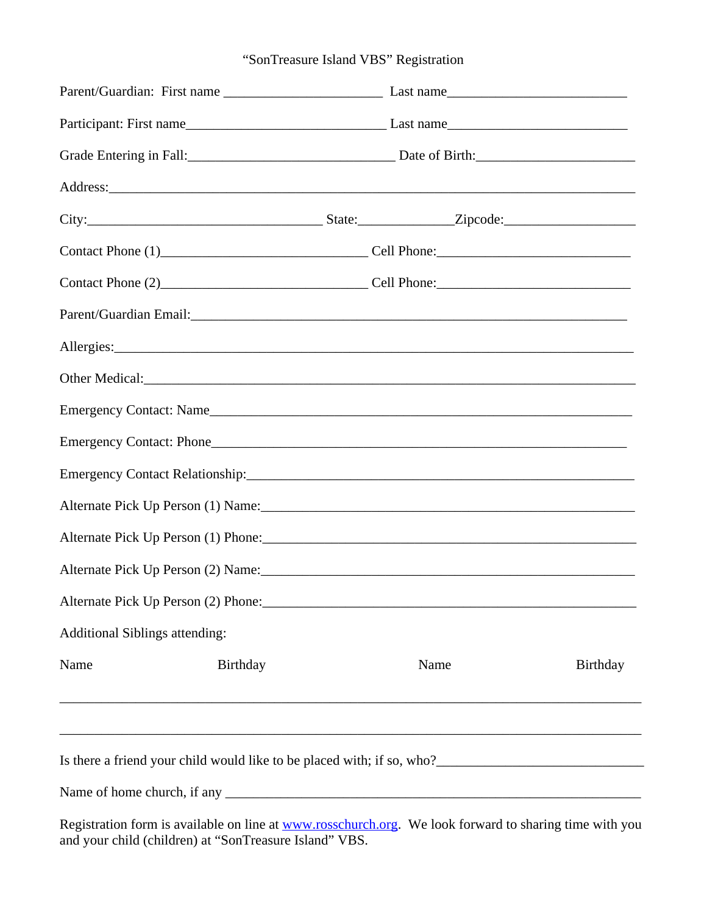# "SonTreasure Island VBS" Registration

Parent/Guardian: First name ______________________ Last name_________________________

Participant: First name____________________________ Last name_________________________

Grade Entering in Fall:_____________________________ Date of Birth:______________________

Address:_________________________________________________________________________

City:_________________________________ State:_____________Zipcode:__________________

Contact Phone (1)_____________________________ Cell Phone:___________________________

Contact Phone (2)_____________________________ Cell Phone:___________________________

Parent/Guardian Email:_____________________________________________________________

Allergies:________________________________________________________________________

Other Medical:____________________________________________________________________

Emergency Contact: Name_________________________________________________________

Emergency Contact: Phone_________________________________________________________

Emergency Contact Relationship:____________________________________________________

Alternate Pick Up Person (1) Name:__________________________________________________

Alternate Pick Up Person (1) Phone:__________________________________________________

Alternate Pick Up Person (2) Name:__________________________________________________

Alternate Pick Up Person (2) Phone:__________________________________________________

Additional Siblings attending:

| Name | Birthday | Name | Birthday |
|---|---|---|---|
| | | | |
| | | | |

Is there a friend your child would like to be placed with; if so, who?____________________________

Name of home church, if any _________________________________________________________

Registration form is available on line at www.rosschurch.org. We look forward to sharing time with you and your child (children) at "SonTreasure Island" VBS.